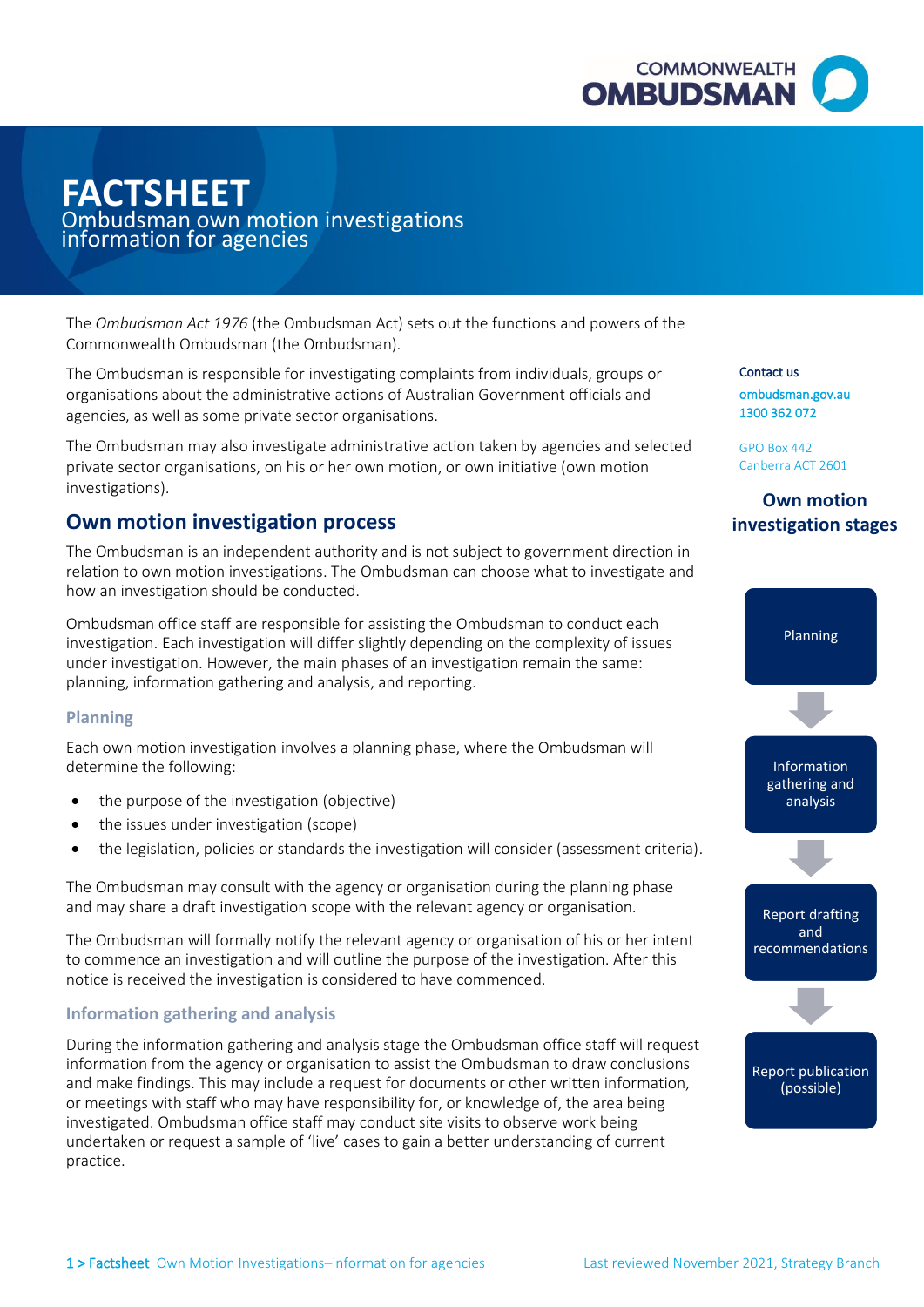# FACTSHEET

Ombudsman own motion investigations information for agencies

The *Ombudsman Act 1976* (the Ombudsman Act) sets out the functions and powers of the Commonwealth Ombudsman (the Ombudsman).

The Ombudsman is responsible for investigating complaints from individuals, groups or organisations about the administrative actions of Australian Government officials and agencies, as well as some private sector organisations.

The Ombudsman may also investigate administrative action taken by agencies and selected private sector organisations, on his or her own motion, or own initiative (own motion investigations).

## Own motion investigation process

The Ombudsman is an independent authority and is not subject to government direction in relation to own motion investigations. The Ombudsman can choose what to investigate and how an investigation should be conducted.

Ombudsman office staff are responsible for assisting the Ombudsman to conduct each investigation. Each investigation will differ slightly depending on the complexity of issues under investigation. However, the main phases of an investigation remain the same: planning, information gathering and analysis, and reporting.

### Planning

Each own motion investigation involves a planning phase, where the Ombudsman will determine the following:

- the purpose of the investigation (objective)
- the issues under investigation (scope)
- the legislation, policies or standards the investigation will consider (assessment criteria).

The Ombudsman may consult with the agency or organisation during the planning phase and may share a draft investigation scope with the relevant agency or organisation.

The Ombudsman will formally notify the relevant agency or organisation of his or her intent to commence an investigation and will outline the purpose of the investigation. After this notice is received the investigation is considered to have commenced.

### Information gathering and analysis

During the information gathering and analysis stage the Ombudsman office staff will request information from the agency or organisation to assist the Ombudsman to draw conclusions and make findings. This may include a request for documents or other written information, or meetings with staff who may have responsibility for, or knowledge of, the area being investigated. Ombudsman office staff may conduct site visits to observe work being undertaken or request a sample of 'live' cases to gain a better understanding of current practice.

**Contact us**

ombudsman.gov.au
1300 362 072

GPO Box 442
Canberra ACT 2601

### Own motion investigation stages

Planning
↓
Information gathering and analysis
↓
Report drafting and recommendations
↓
Report publication (possible)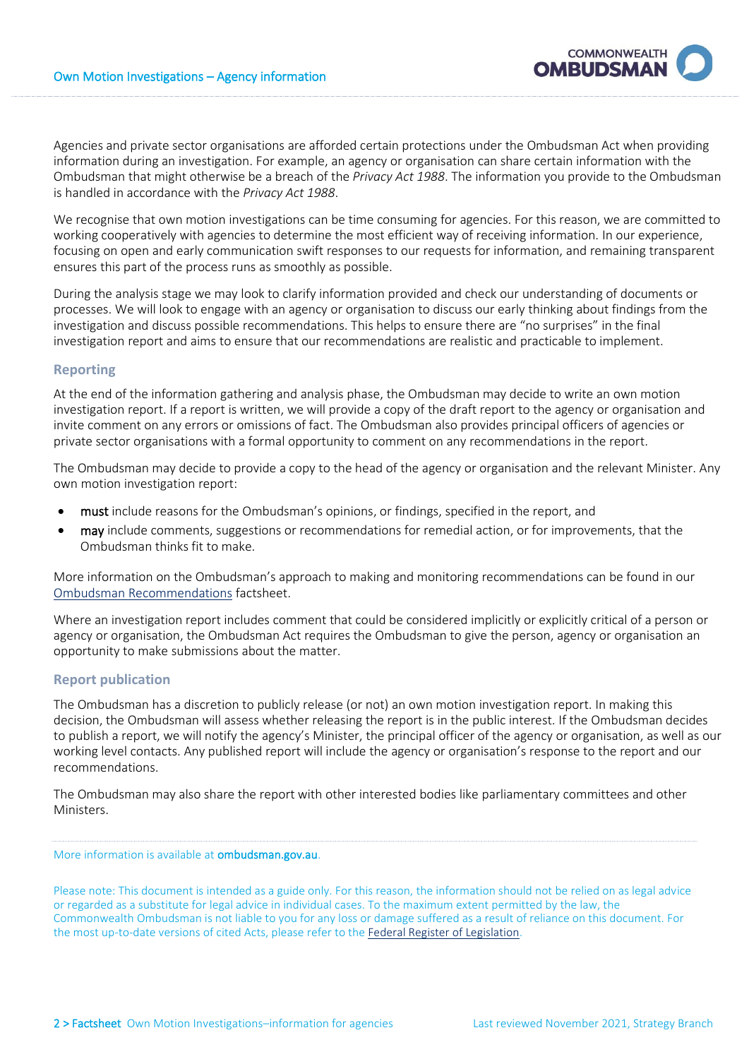Agencies and private sector organisations are afforded certain protections under the Ombudsman Act when providing information during an investigation. For example, an agency or organisation can share certain information with the Ombudsman that might otherwise be a breach of the *Privacy Act 1988*. The information you provide to the Ombudsman is handled in accordance with the *Privacy Act 1988*.

We recognise that own motion investigations can be time consuming for agencies. For this reason, we are committed to working cooperatively with agencies to determine the most efficient way of receiving information. In our experience, focusing on open and early communication swift responses to our requests for information, and remaining transparent ensures this part of the process runs as smoothly as possible.

During the analysis stage we may look to clarify information provided and check our understanding of documents or processes. We will look to engage with an agency or organisation to discuss our early thinking about findings from the investigation and discuss possible recommendations. This helps to ensure there are "no surprises" in the final investigation report and aims to ensure that our recommendations are realistic and practicable to implement.

## Reporting

At the end of the information gathering and analysis phase, the Ombudsman may decide to write an own motion investigation report. If a report is written, we will provide a copy of the draft report to the agency or organisation and invite comment on any errors or omissions of fact. The Ombudsman also provides principal officers of agencies or private sector organisations with a formal opportunity to comment on any recommendations in the report.

The Ombudsman may decide to provide a copy to the head of the agency or organisation and the relevant Minister. Any own motion investigation report:

- must include reasons for the Ombudsman's opinions, or findings, specified in the report, and
- may include comments, suggestions or recommendations for remedial action, or for improvements, that the Ombudsman thinks fit to make.

More information on the Ombudsman's approach to making and monitoring recommendations can be found in our Ombudsman Recommendations factsheet.

Where an investigation report includes comment that could be considered implicitly or explicitly critical of a person or agency or organisation, the Ombudsman Act requires the Ombudsman to give the person, agency or organisation an opportunity to make submissions about the matter.

## Report publication

The Ombudsman has a discretion to publicly release (or not) an own motion investigation report. In making this decision, the Ombudsman will assess whether releasing the report is in the public interest. If the Ombudsman decides to publish a report, we will notify the agency's Minister, the principal officer of the agency or organisation, as well as our working level contacts. Any published report will include the agency or organisation's response to the report and our recommendations.

The Ombudsman may also share the report with other interested bodies like parliamentary committees and other Ministers.

More information is available at **ombudsman.gov.au**.

Please note: This document is intended as a guide only. For this reason, the information should not be relied on as legal advice or regarded as a substitute for legal advice in individual cases. To the maximum extent permitted by the law, the Commonwealth Ombudsman is not liable to you for any loss or damage suffered as a result of reliance on this document. For the most up-to-date versions of cited Acts, please refer to the Federal Register of Legislation.

Last reviewed November 2021, Strategy Branch